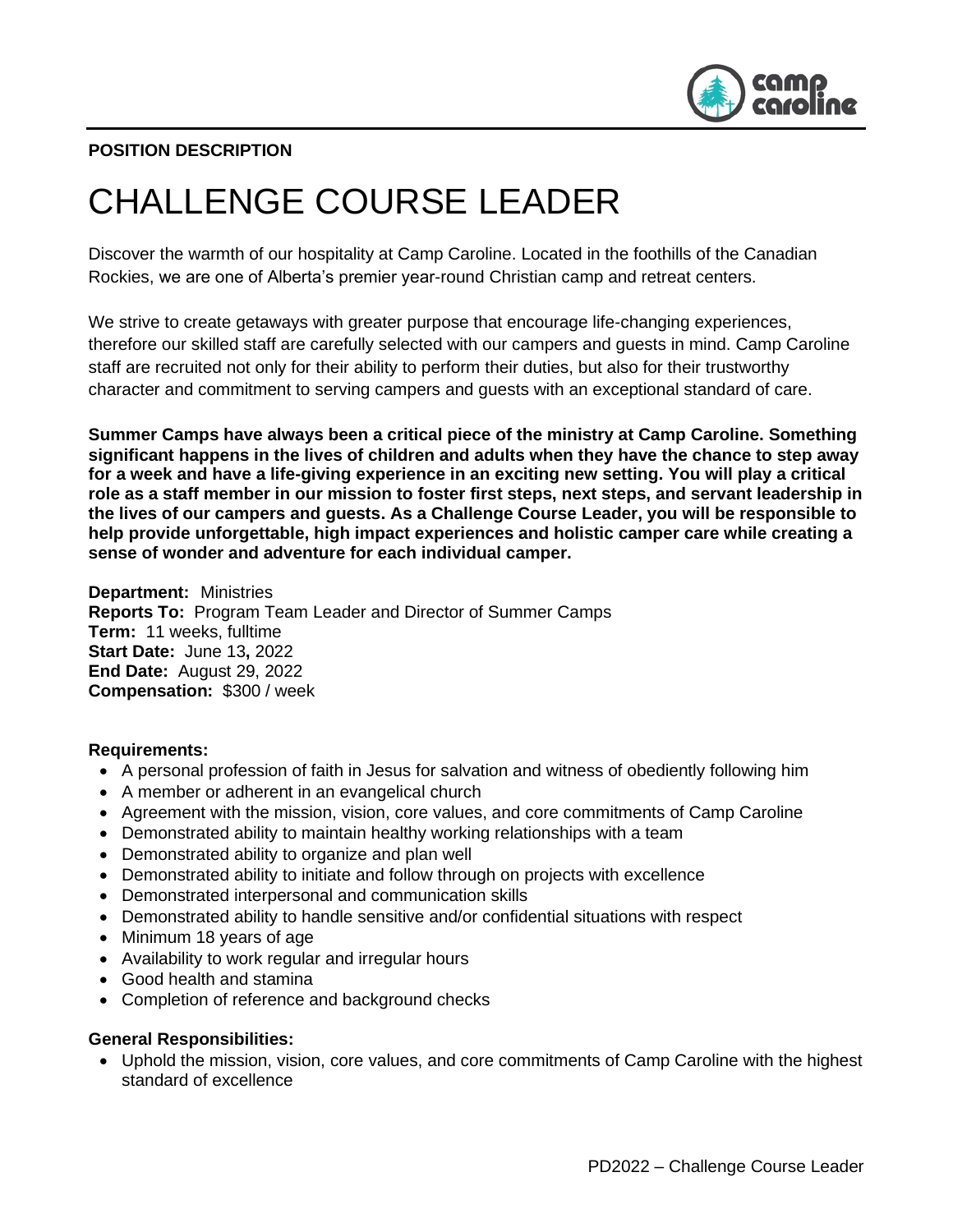**POSITION DESCRIPTION**

# CHALLENGE COURSE LEADER

Discover the warmth of our hospitality at Camp Caroline. Located in the foothills of the Canadian Rockies, we are one of Alberta's premier year-round Christian camp and retreat centers.

We strive to create getaways with greater purpose that encourage life-changing experiences, therefore our skilled staff are carefully selected with our campers and guests in mind. Camp Caroline staff are recruited not only for their ability to perform their duties, but also for their trustworthy character and commitment to serving campers and guests with an exceptional standard of care.

**Summer Camps have always been a critical piece of the ministry at Camp Caroline. Something significant happens in the lives of children and adults when they have the chance to step away for a week and have a life-giving experience in an exciting new setting. You will play a critical role as a staff member in our mission to foster first steps, next steps, and servant leadership in the lives of our campers and guests. As a Challenge Course Leader, you will be responsible to help provide unforgettable, high impact experiences and holistic camper care while creating a sense of wonder and adventure for each individual camper.**

**Department:** Ministries
**Reports To:** Program Team Leader and Director of Summer Camps
**Term:** 11 weeks, fulltime
**Start Date:** June 13**,** 2022
**End Date:** August 29, 2022
**Compensation:** $300 / week

**Requirements:**

- A personal profession of faith in Jesus for salvation and witness of obediently following him
- A member or adherent in an evangelical church
- Agreement with the mission, vision, core values, and core commitments of Camp Caroline
- Demonstrated ability to maintain healthy working relationships with a team
- Demonstrated ability to organize and plan well
- Demonstrated ability to initiate and follow through on projects with excellence
- Demonstrated interpersonal and communication skills
- Demonstrated ability to handle sensitive and/or confidential situations with respect
- Minimum 18 years of age
- Availability to work regular and irregular hours
- Good health and stamina
- Completion of reference and background checks

**General Responsibilities:**

- Uphold the mission, vision, core values, and core commitments of Camp Caroline with the highest standard of excellence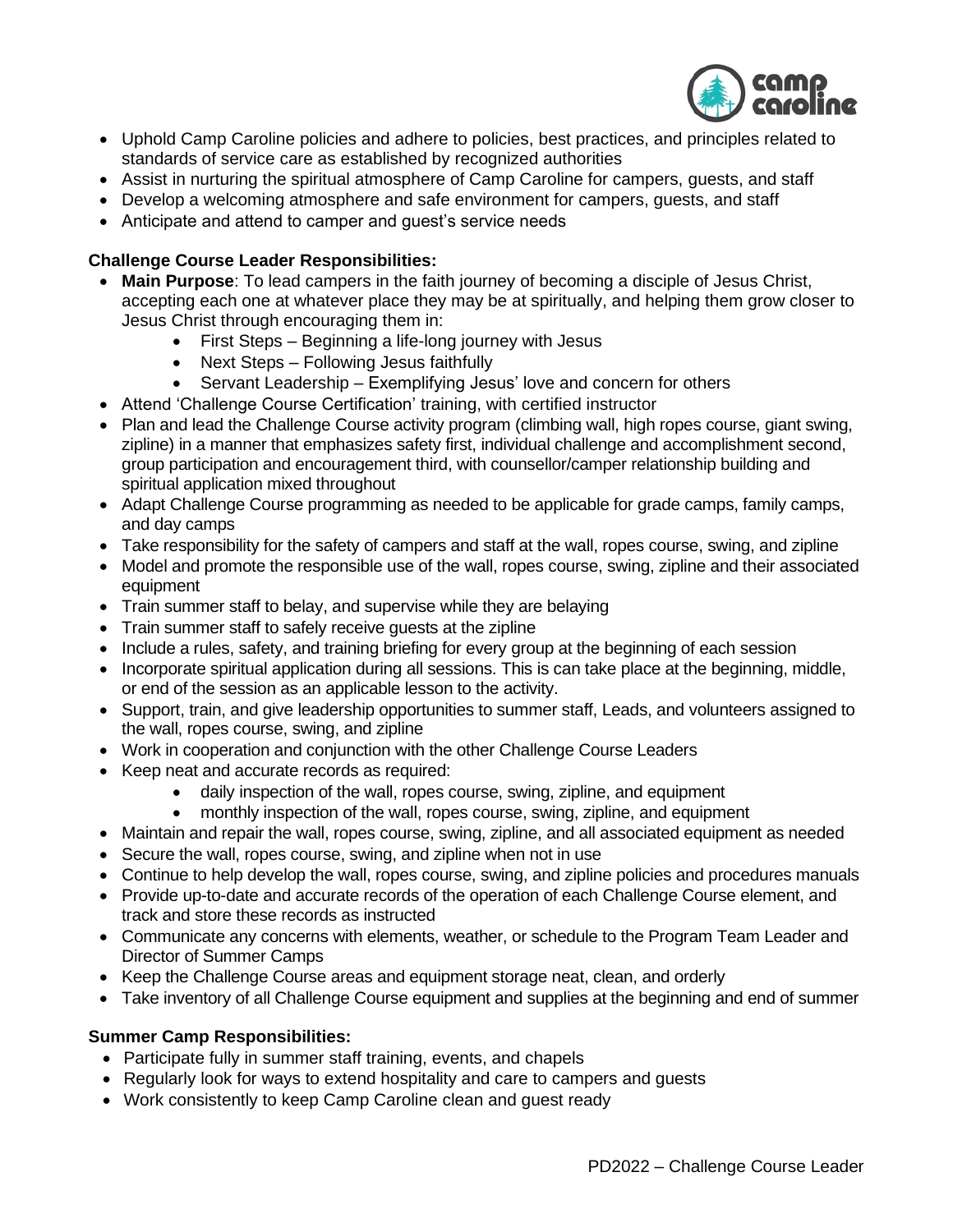- Uphold Camp Caroline policies and adhere to policies, best practices, and principles related to standards of service care as established by recognized authorities
- Assist in nurturing the spiritual atmosphere of Camp Caroline for campers, guests, and staff
- Develop a welcoming atmosphere and safe environment for campers, guests, and staff
- Anticipate and attend to camper and guest's service needs

**Challenge Course Leader Responsibilities:**

- **Main Purpose**: To lead campers in the faith journey of becoming a disciple of Jesus Christ, accepting each one at whatever place they may be at spiritually, and helping them grow closer to Jesus Christ through encouraging them in:
  - First Steps – Beginning a life-long journey with Jesus
  - Next Steps – Following Jesus faithfully
  - Servant Leadership – Exemplifying Jesus' love and concern for others
- Attend 'Challenge Course Certification' training, with certified instructor
- Plan and lead the Challenge Course activity program (climbing wall, high ropes course, giant swing, zipline) in a manner that emphasizes safety first, individual challenge and accomplishment second, group participation and encouragement third, with counsellor/camper relationship building and spiritual application mixed throughout
- Adapt Challenge Course programming as needed to be applicable for grade camps, family camps, and day camps
- Take responsibility for the safety of campers and staff at the wall, ropes course, swing, and zipline
- Model and promote the responsible use of the wall, ropes course, swing, zipline and their associated equipment
- Train summer staff to belay, and supervise while they are belaying
- Train summer staff to safely receive guests at the zipline
- Include a rules, safety, and training briefing for every group at the beginning of each session
- Incorporate spiritual application during all sessions. This is can take place at the beginning, middle, or end of the session as an applicable lesson to the activity.
- Support, train, and give leadership opportunities to summer staff, Leads, and volunteers assigned to the wall, ropes course, swing, and zipline
- Work in cooperation and conjunction with the other Challenge Course Leaders
- Keep neat and accurate records as required:
  - daily inspection of the wall, ropes course, swing, zipline, and equipment
  - monthly inspection of the wall, ropes course, swing, zipline, and equipment
- Maintain and repair the wall, ropes course, swing, zipline, and all associated equipment as needed
- Secure the wall, ropes course, swing, and zipline when not in use
- Continue to help develop the wall, ropes course, swing, and zipline policies and procedures manuals
- Provide up-to-date and accurate records of the operation of each Challenge Course element, and track and store these records as instructed
- Communicate any concerns with elements, weather, or schedule to the Program Team Leader and Director of Summer Camps
- Keep the Challenge Course areas and equipment storage neat, clean, and orderly
- Take inventory of all Challenge Course equipment and supplies at the beginning and end of summer

**Summer Camp Responsibilities:**

- Participate fully in summer staff training, events, and chapels
- Regularly look for ways to extend hospitality and care to campers and guests
- Work consistently to keep Camp Caroline clean and guest ready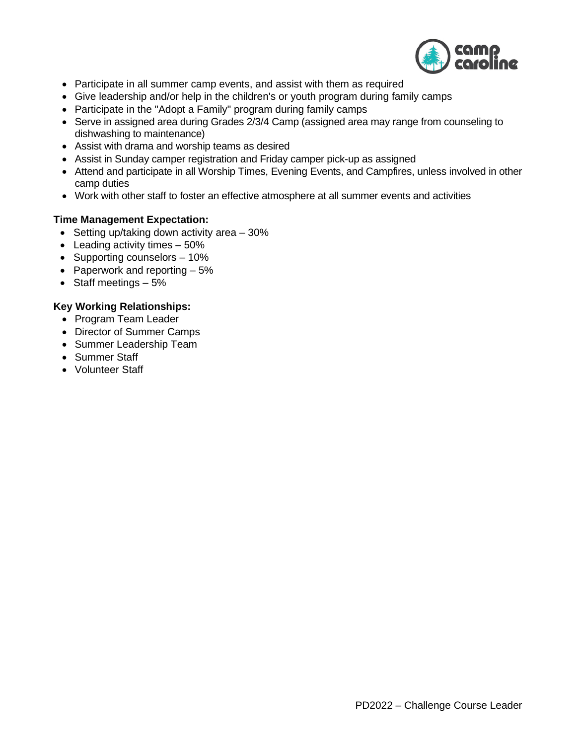- Participate in all summer camp events, and assist with them as required
- Give leadership and/or help in the children's or youth program during family camps
- Participate in the "Adopt a Family" program during family camps
- Serve in assigned area during Grades 2/3/4 Camp (assigned area may range from counseling to dishwashing to maintenance)
- Assist with drama and worship teams as desired
- Assist in Sunday camper registration and Friday camper pick-up as assigned
- Attend and participate in all Worship Times, Evening Events, and Campfires, unless involved in other camp duties
- Work with other staff to foster an effective atmosphere at all summer events and activities

**Time Management Expectation:**

- Setting up/taking down activity area – 30%
- Leading activity times – 50%
- Supporting counselors – 10%
- Paperwork and reporting – 5%
- Staff meetings – 5%

**Key Working Relationships:**

- Program Team Leader
- Director of Summer Camps
- Summer Leadership Team
- Summer Staff
- Volunteer Staff